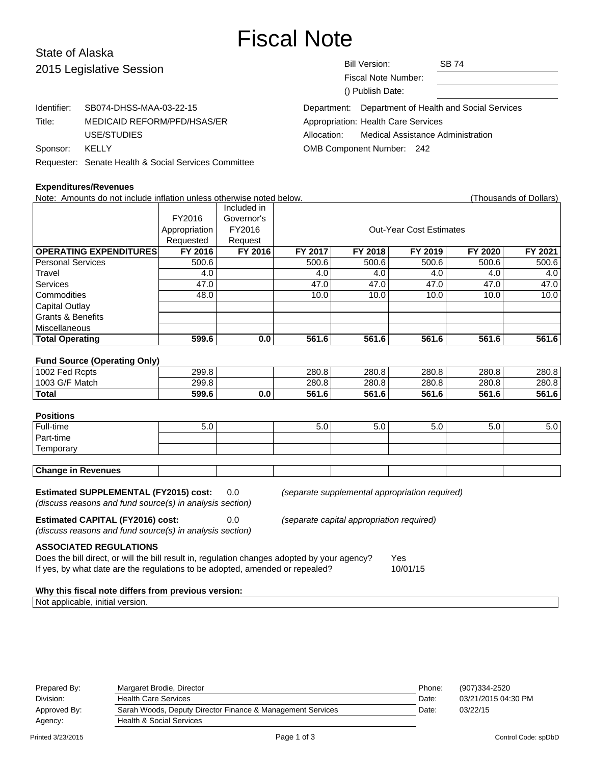# Fiscal Note

## State of Alaska
## 2015 Legislative Session

| | |
|---|---|
| Bill Version: | SB 74 |
| Fiscal Note Number: | |
| () Publish Date: | |

| | |
|---|---|
| Identifier: | SB074-DHSS-MAA-03-22-15 |
| Title: | MEDICAID REFORM/PFD/HSAS/ER USE/STUDIES |
| Sponsor: | KELLY |
| Requester: | Senate Health & Social Services Committee |

| | |
|---|---|
| Department: | Department of Health and Social Services |
| Appropriation: | Health Care Services |
| Allocation: | Medical Assistance Administration |
| OMB Component Number: | 242 |

### Expenditures/Revenues

Note: Amounts do not include inflation unless otherwise noted below. (Thousands of Dollars)

| | FY2016 Appropriation Requested | Included in Governor's FY2016 Request | Out-Year Cost Estimates | | | | |
|---|---|---|---|---|---|---|---|
| **OPERATING EXPENDITURES** | **FY 2016** | **FY 2016** | **FY 2017** | **FY 2018** | **FY 2019** | **FY 2020** | **FY 2021** |
| Personal Services | 500.6 | | 500.6 | 500.6 | 500.6 | 500.6 | 500.6 |
| Travel | 4.0 | | 4.0 | 4.0 | 4.0 | 4.0 | 4.0 |
| Services | 47.0 | | 47.0 | 47.0 | 47.0 | 47.0 | 47.0 |
| Commodities | 48.0 | | 10.0 | 10.0 | 10.0 | 10.0 | 10.0 |
| Capital Outlay | | | | | | | |
| Grants & Benefits | | | | | | | |
| Miscellaneous | | | | | | | |
| **Total Operating** | **599.6** | **0.0** | **561.6** | **561.6** | **561.6** | **561.6** | **561.6** |

**Fund Source (Operating Only)**

| | FY 2016 | FY 2016 | FY 2017 | FY 2018 | FY 2019 | FY 2020 | FY 2021 |
|---|---|---|---|---|---|---|---|
| 1002 Fed Rcpts | 299.8 | | 280.8 | 280.8 | 280.8 | 280.8 | 280.8 |
| 1003 G/F Match | 299.8 | | 280.8 | 280.8 | 280.8 | 280.8 | 280.8 |
| **Total** | **599.6** | **0.0** | **561.6** | **561.6** | **561.6** | **561.6** | **561.6** |

**Positions**

| | FY 2016 | FY 2016 | FY 2017 | FY 2018 | FY 2019 | FY 2020 | FY 2021 |
|---|---|---|---|---|---|---|---|
| Full-time | 5.0 | | 5.0 | 5.0 | 5.0 | 5.0 | 5.0 |
| Part-time | | | | | | | |
| Temporary | | | | | | | |

| | | | | | | | |
|---|---|---|---|---|---|---|---|
| **Change in Revenues** | | | | | | | |

**Estimated SUPPLEMENTAL (FY2015) cost:** 0.0 *(separate supplemental appropriation required)*
*(discuss reasons and fund source(s) in analysis section)*

**Estimated CAPITAL (FY2016) cost:** 0.0 *(separate capital appropriation required)*
*(discuss reasons and fund source(s) in analysis section)*

### ASSOCIATED REGULATIONS

Does the bill direct, or will the bill result in, regulation changes adopted by your agency? Yes
If yes, by what date are the regulations to be adopted, amended or repealed? 10/01/15

### Why this fiscal note differs from previous version:

Not applicable, initial version.

| | | | |
|---|---|---|---|
| Prepared By: | Margaret Brodie, Director | Phone: | (907)334-2520 |
| Division: | Health Care Services | Date: | 03/21/2015 04:30 PM |
| Approved By: | Sarah Woods, Deputy Director Finance & Management Services | Date: | 03/22/15 |
| Agency: | Health & Social Services | | |

Printed 3/23/2015 Control Code: spDbD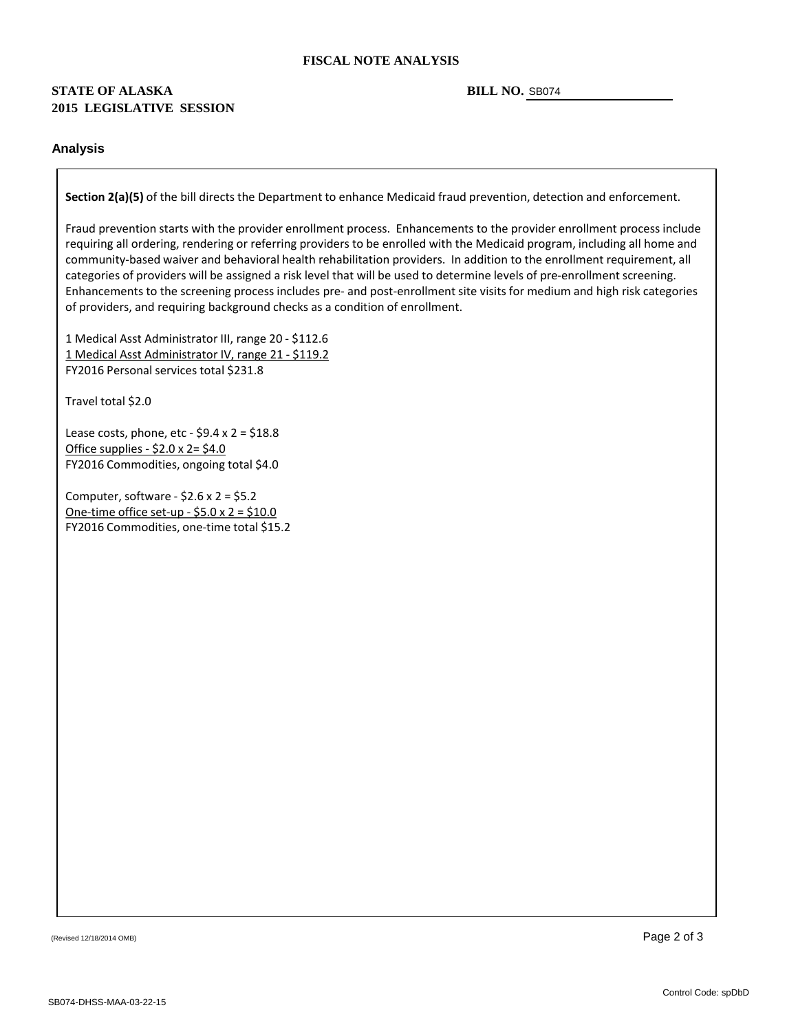**FISCAL NOTE ANALYSIS**

**STATE OF ALASKA**
**2015 LEGISLATIVE SESSION**

**BILL NO.** SB074

## Analysis

**Section 2(a)(5)** of the bill directs the Department to enhance Medicaid fraud prevention, detection and enforcement.

Fraud prevention starts with the provider enrollment process. Enhancements to the provider enrollment process include requiring all ordering, rendering or referring providers to be enrolled with the Medicaid program, including all home and community-based waiver and behavioral health rehabilitation providers. In addition to the enrollment requirement, all categories of providers will be assigned a risk level that will be used to determine levels of pre-enrollment screening. Enhancements to the screening process includes pre- and post-enrollment site visits for medium and high risk categories of providers, and requiring background checks as a condition of enrollment.

1 Medical Asst Administrator III, range 20 - $112.6
1 Medical Asst Administrator IV, range 21 - $119.2
FY2016 Personal services total $231.8

Travel total $2.0

Lease costs, phone, etc - $9.4 x 2 = $18.8
Office supplies - $2.0 x 2= $4.0
FY2016 Commodities, ongoing total $4.0

Computer, software - $2.6 x 2 = $5.2
One-time office set-up - $5.0 x 2 = $10.0
FY2016 Commodities, one-time total $15.2

(Revised 12/18/2014 OMB)

Control Code: spDbD

SB074-DHSS-MAA-03-22-15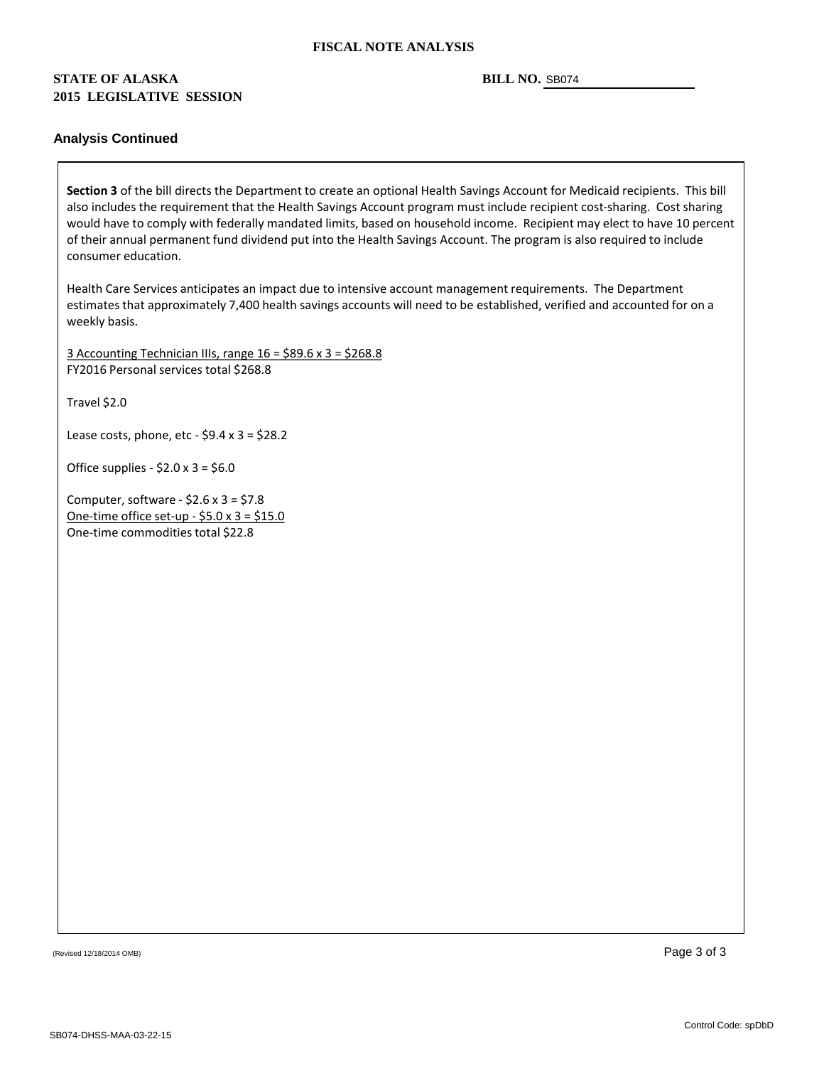**FISCAL NOTE ANALYSIS**

**STATE OF ALASKA**
**2015 LEGISLATIVE SESSION**

**BILL NO.** SB074

## Analysis Continued

**Section 3** of the bill directs the Department to create an optional Health Savings Account for Medicaid recipients. This bill also includes the requirement that the Health Savings Account program must include recipient cost-sharing. Cost sharing would have to comply with federally mandated limits, based on household income. Recipient may elect to have 10 percent of their annual permanent fund dividend put into the Health Savings Account. The program is also required to include consumer education.

Health Care Services anticipates an impact due to intensive account management requirements. The Department estimates that approximately 7,400 health savings accounts will need to be established, verified and accounted for on a weekly basis.

3 Accounting Technician IIIs, range 16 = $89.6 x 3 = $268.8
FY2016 Personal services total $268.8

Travel $2.0

Lease costs, phone, etc - $9.4 x 3 = $28.2

Office supplies - $2.0 x 3 = $6.0

Computer, software - $2.6 x 3 = $7.8
One-time office set-up - $5.0 x 3 = $15.0
One-time commodities total $22.8

(Revised 12/18/2014 OMB)

Control Code: spDbD

SB074-DHSS-MAA-03-22-15